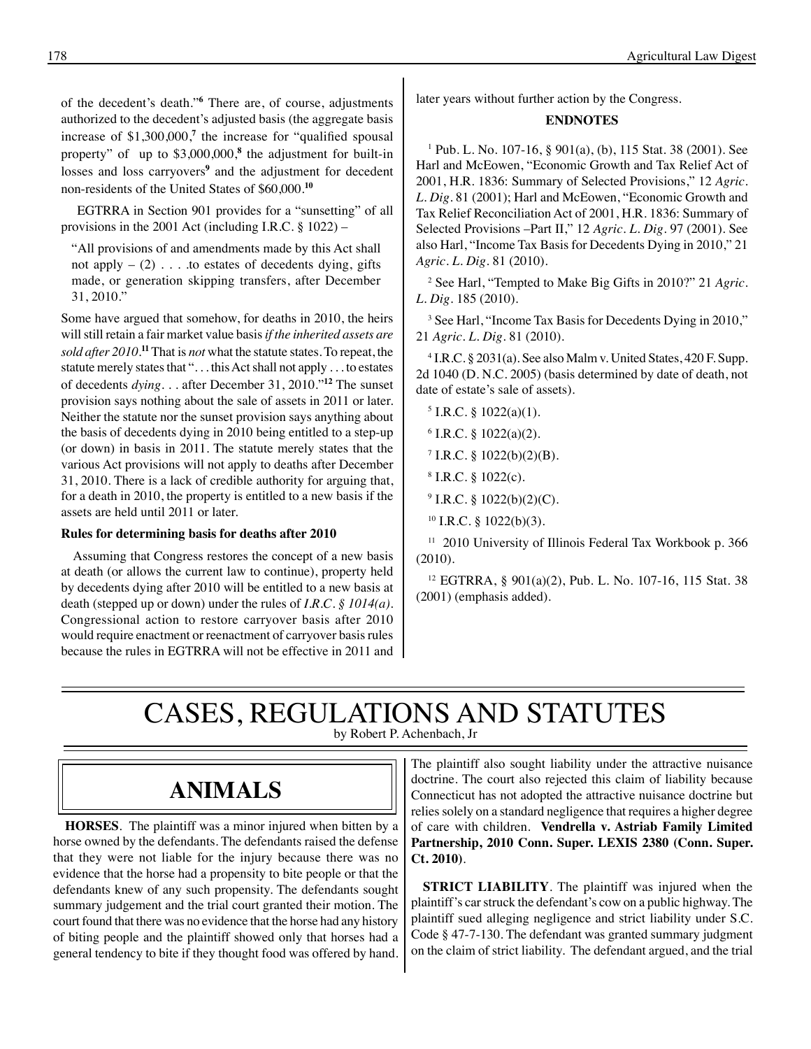of the decedent's death."[6] There are, of course, adjustments authorized to the decedent's adjusted basis (the aggregate basis increase of $1,300,000,[7] the increase for "qualified spousal property" of up to $3,000,000,[8] the adjustment for built-in losses and loss carryovers[9] and the adjustment for decedent non-residents of the United States of $60,000.[10]

EGTRRA in Section 901 provides for a "sunsetting" of all provisions in the 2001 Act (including I.R.C. § 1022) –

> "All provisions of and amendments made by this Act shall not apply – (2) . . . .to estates of decedents dying, gifts made, or generation skipping transfers, after December 31, 2010."

Some have argued that somehow, for deaths in 2010, the heirs will still retain a fair market value basis *if the inherited assets are sold after 2010*.[11] That is *not* what the statute states. To repeat, the statute merely states that ". . . this Act shall not apply . . . to estates of decedents *dying*. . . after December 31, 2010."[12] The sunset provision says nothing about the sale of assets in 2011 or later. Neither the statute nor the sunset provision says anything about the basis of decedents dying in 2010 being entitled to a step-up (or down) in basis in 2011. The statute merely states that the various Act provisions will not apply to deaths after December 31, 2010. There is a lack of credible authority for arguing that, for a death in 2010, the property is entitled to a new basis if the assets are held until 2011 or later.

**Rules for determining basis for deaths after 2010**

Assuming that Congress restores the concept of a new basis at death (or allows the current law to continue), property held by decedents dying after 2010 will be entitled to a new basis at death (stepped up or down) under the rules of *I.R.C. § 1014(a)*. Congressional action to restore carryover basis after 2010 would require enactment or reenactment of carryover basis rules because the rules in EGTRRA will not be effective in 2011 and later years without further action by the Congress.

**ENDNOTES**

[1] Pub. L. No. 107-16, § 901(a), (b), 115 Stat. 38 (2001). See Harl and McEowen, "Economic Growth and Tax Relief Act of 2001, H.R. 1836: Summary of Selected Provisions," 12 *Agric. L. Dig.* 81 (2001); Harl and McEowen, "Economic Growth and Tax Relief Reconciliation Act of 2001, H.R. 1836: Summary of Selected Provisions –Part II," 12 *Agric. L. Dig.* 97 (2001). See also Harl, "Income Tax Basis for Decedents Dying in 2010," 21 *Agric. L. Dig.* 81 (2010).

[2] See Harl, "Tempted to Make Big Gifts in 2010?" 21 *Agric. L. Dig.* 185 (2010).

[3] See Harl, "Income Tax Basis for Decedents Dying in 2010," 21 *Agric. L. Dig.* 81 (2010).

[4] I.R.C. § 2031(a). See also Malm v. United States, 420 F. Supp. 2d 1040 (D. N.C. 2005) (basis determined by date of death, not date of estate's sale of assets).

[5] I.R.C. § 1022(a)(1).

[6] I.R.C. § 1022(a)(2).

[7] I.R.C. § 1022(b)(2)(B).

[8] I.R.C. § 1022(c).

[9] I.R.C. § 1022(b)(2)(C).

[10] I.R.C. § 1022(b)(3).

[11] 2010 University of Illinois Federal Tax Workbook p. 366 (2010).

[12] EGTRRA, § 901(a)(2), Pub. L. No. 107-16, 115 Stat. 38 (2001) (emphasis added).

# CASES, REGULATIONS AND STATUTES

by Robert P. Achenbach, Jr

## ANIMALS

**HORSES**. The plaintiff was a minor injured when bitten by a horse owned by the defendants. The defendants raised the defense that they were not liable for the injury because there was no evidence that the horse had a propensity to bite people or that the defendants knew of any such propensity. The defendants sought summary judgement and the trial court granted their motion. The court found that there was no evidence that the horse had any history of biting people and the plaintiff showed only that horses had a general tendency to bite if they thought food was offered by hand. The plaintiff also sought liability under the attractive nuisance doctrine. The court also rejected this claim of liability because Connecticut has not adopted the attractive nuisance doctrine but relies solely on a standard negligence that requires a higher degree of care with children. **Vendrella v. Astriab Family Limited Partnership, 2010 Conn. Super. LEXIS 2380 (Conn. Super. Ct. 2010)**.

**STRICT LIABILITY**. The plaintiff was injured when the plaintiff's car struck the defendant's cow on a public highway. The plaintiff sued alleging negligence and strict liability under S.C. Code § 47-7-130. The defendant was granted summary judgment on the claim of strict liability. The defendant argued, and the trial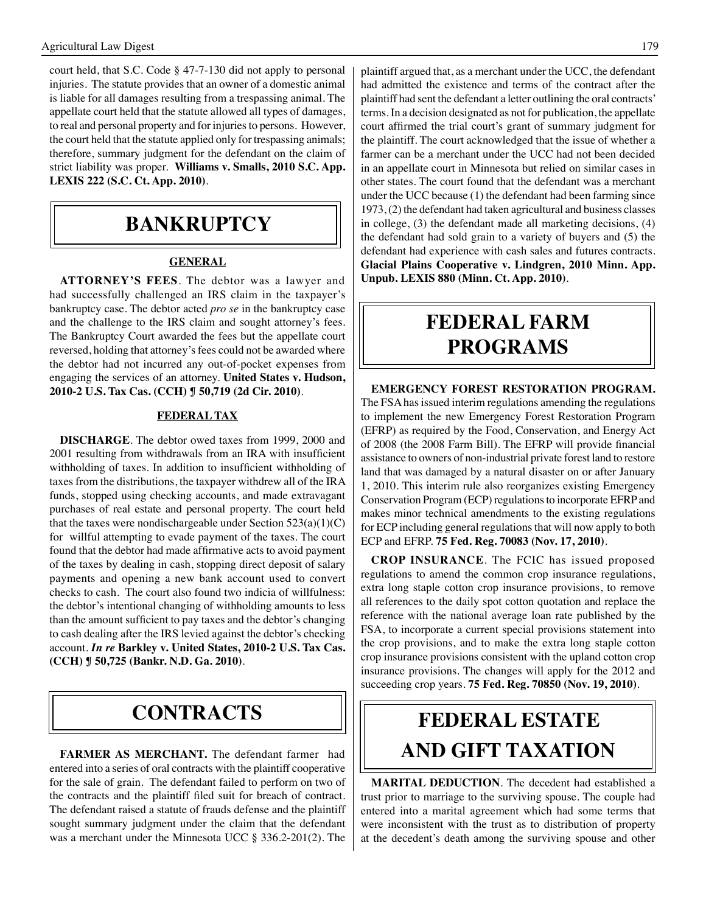court held, that S.C. Code § 47-7-130 did not apply to personal injuries. The statute provides that an owner of a domestic animal is liable for all damages resulting from a trespassing animal. The appellate court held that the statute allowed all types of damages, to real and personal property and for injuries to persons. However, the court held that the statute applied only for trespassing animals; therefore, summary judgment for the defendant on the claim of strict liability was proper. **Williams v. Smalls, 2010 S.C. App. LEXIS 222 (S.C. Ct. App. 2010)**.

# BANKRUPTCY

## GENERAL

**ATTORNEY'S FEES**. The debtor was a lawyer and had successfully challenged an IRS claim in the taxpayer's bankruptcy case. The debtor acted *pro se* in the bankruptcy case and the challenge to the IRS claim and sought attorney's fees. The Bankruptcy Court awarded the fees but the appellate court reversed, holding that attorney's fees could not be awarded where the debtor had not incurred any out-of-pocket expenses from engaging the services of an attorney. **United States v. Hudson, 2010-2 U.S. Tax Cas. (CCH) ¶ 50,719 (2d Cir. 2010)**.

## FEDERAL TAX

**DISCHARGE**. The debtor owed taxes from 1999, 2000 and 2001 resulting from withdrawals from an IRA with insufficient withholding of taxes. In addition to insufficient withholding of taxes from the distributions, the taxpayer withdrew all of the IRA funds, stopped using checking accounts, and made extravagant purchases of real estate and personal property. The court held that the taxes were nondischargeable under Section 523(a)(1)(C) for willful attempting to evade payment of the taxes. The court found that the debtor had made affirmative acts to avoid payment of the taxes by dealing in cash, stopping direct deposit of salary payments and opening a new bank account used to convert checks to cash. The court also found two indicia of willfulness: the debtor's intentional changing of withholding amounts to less than the amount sufficient to pay taxes and the debtor's changing to cash dealing after the IRS levied against the debtor's checking account. ***In re* Barkley v. United States, 2010-2 U.S. Tax Cas. (CCH) ¶ 50,725 (Bankr. N.D. Ga. 2010)**.

# CONTRACTS

**FARMER AS MERCHANT.** The defendant farmer had entered into a series of oral contracts with the plaintiff cooperative for the sale of grain. The defendant failed to perform on two of the contracts and the plaintiff filed suit for breach of contract. The defendant raised a statute of frauds defense and the plaintiff sought summary judgment under the claim that the defendant was a merchant under the Minnesota UCC § 336.2-201(2). The plaintiff argued that, as a merchant under the UCC, the defendant had admitted the existence and terms of the contract after the plaintiff had sent the defendant a letter outlining the oral contracts' terms. In a decision designated as not for publication, the appellate court affirmed the trial court's grant of summary judgment for the plaintiff. The court acknowledged that the issue of whether a farmer can be a merchant under the UCC had not been decided in an appellate court in Minnesota but relied on similar cases in other states. The court found that the defendant was a merchant under the UCC because (1) the defendant had been farming since 1973, (2) the defendant had taken agricultural and business classes in college, (3) the defendant made all marketing decisions, (4) the defendant had sold grain to a variety of buyers and (5) the defendant had experience with cash sales and futures contracts. **Glacial Plains Cooperative v. Lindgren, 2010 Minn. App. Unpub. LEXIS 880 (Minn. Ct. App. 2010)**.

# FEDERAL FARM PROGRAMS

**EMERGENCY FOREST RESTORATION PROGRAM.** The FSA has issued interim regulations amending the regulations to implement the new Emergency Forest Restoration Program (EFRP) as required by the Food, Conservation, and Energy Act of 2008 (the 2008 Farm Bill). The EFRP will provide financial assistance to owners of non-industrial private forest land to restore land that was damaged by a natural disaster on or after January 1, 2010. This interim rule also reorganizes existing Emergency Conservation Program (ECP) regulations to incorporate EFRP and makes minor technical amendments to the existing regulations for ECP including general regulations that will now apply to both ECP and EFRP. **75 Fed. Reg. 70083 (Nov. 17, 2010)**.

**CROP INSURANCE**. The FCIC has issued proposed regulations to amend the common crop insurance regulations, extra long staple cotton crop insurance provisions, to remove all references to the daily spot cotton quotation and replace the reference with the national average loan rate published by the FSA, to incorporate a current special provisions statement into the crop provisions, and to make the extra long staple cotton crop insurance provisions consistent with the upland cotton crop insurance provisions. The changes will apply for the 2012 and succeeding crop years. **75 Fed. Reg. 70850 (Nov. 19, 2010)**.

# FEDERAL ESTATE AND GIFT TAXATION

**MARITAL DEDUCTION**. The decedent had established a trust prior to marriage to the surviving spouse. The couple had entered into a marital agreement which had some terms that were inconsistent with the trust as to distribution of property at the decedent's death among the surviving spouse and other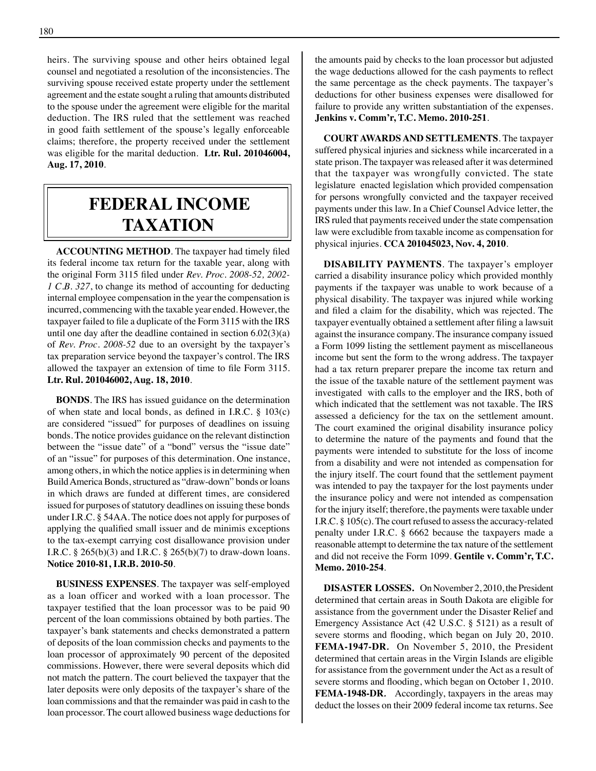heirs. The surviving spouse and other heirs obtained legal counsel and negotiated a resolution of the inconsistencies. The surviving spouse received estate property under the settlement agreement and the estate sought a ruling that amounts distributed to the spouse under the agreement were eligible for the marital deduction. The IRS ruled that the settlement was reached in good faith settlement of the spouse's legally enforceable claims; therefore, the property received under the settlement was eligible for the marital deduction. **Ltr. Rul. 201046004, Aug. 17, 2010**.

# FEDERAL INCOME TAXATION

**ACCOUNTING METHOD**. The taxpayer had timely filed its federal income tax return for the taxable year, along with the original Form 3115 filed under *Rev. Proc. 2008-52, 2002-1 C.B. 327*, to change its method of accounting for deducting internal employee compensation in the year the compensation is incurred, commencing with the taxable year ended. However, the taxpayer failed to file a duplicate of the Form 3115 with the IRS until one day after the deadline contained in section 6.02(3)(a) of *Rev. Proc. 2008-52* due to an oversight by the taxpayer's tax preparation service beyond the taxpayer's control. The IRS allowed the taxpayer an extension of time to file Form 3115. **Ltr. Rul. 201046002, Aug. 18, 2010**.

**BONDS**. The IRS has issued guidance on the determination of when state and local bonds, as defined in I.R.C. § 103(c) are considered "issued" for purposes of deadlines on issuing bonds. The notice provides guidance on the relevant distinction between the "issue date" of a "bond" versus the "issue date" of an "issue" for purposes of this determination. One instance, among others, in which the notice applies is in determining when Build America Bonds, structured as "draw-down" bonds or loans in which draws are funded at different times, are considered issued for purposes of statutory deadlines on issuing these bonds under I.R.C. § 54AA. The notice does not apply for purposes of applying the qualified small issuer and de minimis exceptions to the tax-exempt carrying cost disallowance provision under I.R.C. § 265(b)(3) and I.R.C. § 265(b)(7) to draw-down loans. **Notice 2010-81, I.R.B. 2010-50**.

**BUSINESS EXPENSES**. The taxpayer was self-employed as a loan officer and worked with a loan processor. The taxpayer testified that the loan processor was to be paid 90 percent of the loan commissions obtained by both parties. The taxpayer's bank statements and checks demonstrated a pattern of deposits of the loan commission checks and payments to the loan processor of approximately 90 percent of the deposited commissions. However, there were several deposits which did not match the pattern. The court believed the taxpayer that the later deposits were only deposits of the taxpayer's share of the loan commissions and that the remainder was paid in cash to the loan processor. The court allowed business wage deductions for the amounts paid by checks to the loan processor but adjusted the wage deductions allowed for the cash payments to reflect the same percentage as the check payments. The taxpayer's deductions for other business expenses were disallowed for failure to provide any written substantiation of the expenses. **Jenkins v. Comm'r, T.C. Memo. 2010-251**.

**COURT AWARDS AND SETTLEMENTS**. The taxpayer suffered physical injuries and sickness while incarcerated in a state prison. The taxpayer was released after it was determined that the taxpayer was wrongfully convicted. The state legislature enacted legislation which provided compensation for persons wrongfully convicted and the taxpayer received payments under this law. In a Chief Counsel Advice letter, the IRS ruled that payments received under the state compensation law were excludible from taxable income as compensation for physical injuries. **CCA 201045023, Nov. 4, 2010**.

**DISABILITY PAYMENTS**. The taxpayer's employer carried a disability insurance policy which provided monthly payments if the taxpayer was unable to work because of a physical disability. The taxpayer was injured while working and filed a claim for the disability, which was rejected. The taxpayer eventually obtained a settlement after filing a lawsuit against the insurance company. The insurance company issued a Form 1099 listing the settlement payment as miscellaneous income but sent the form to the wrong address. The taxpayer had a tax return preparer prepare the income tax return and the issue of the taxable nature of the settlement payment was investigated with calls to the employer and the IRS, both of which indicated that the settlement was not taxable. The IRS assessed a deficiency for the tax on the settlement amount. The court examined the original disability insurance policy to determine the nature of the payments and found that the payments were intended to substitute for the loss of income from a disability and were not intended as compensation for the injury itself. The court found that the settlement payment was intended to pay the taxpayer for the lost payments under the insurance policy and were not intended as compensation for the injury itself; therefore, the payments were taxable under I.R.C. § 105(c). The court refused to assess the accuracy-related penalty under I.R.C. § 6662 because the taxpayers made a reasonable attempt to determine the tax nature of the settlement and did not receive the Form 1099. **Gentile v. Comm'r, T.C. Memo. 2010-254**.

**DISASTER LOSSES.** On November 2, 2010, the President determined that certain areas in South Dakota are eligible for assistance from the government under the Disaster Relief and Emergency Assistance Act (42 U.S.C. § 5121) as a result of severe storms and flooding, which began on July 20, 2010. **FEMA-1947-DR.** On November 5, 2010, the President determined that certain areas in the Virgin Islands are eligible for assistance from the government under the Act as a result of severe storms and flooding, which began on October 1, 2010. **FEMA-1948-DR.** Accordingly, taxpayers in the areas may deduct the losses on their 2009 federal income tax returns. See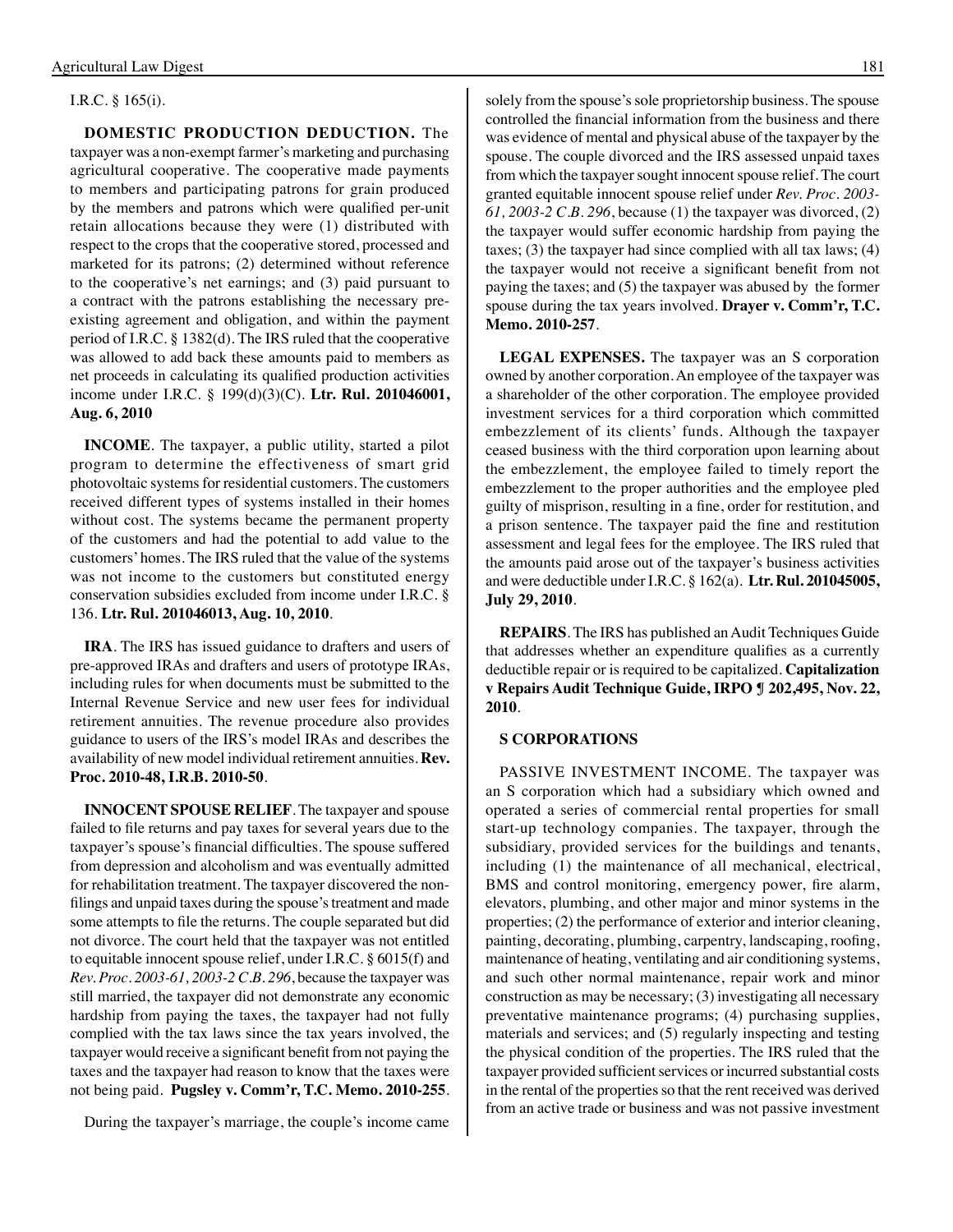I.R.C. § 165(i).

**DOMESTIC PRODUCTION DEDUCTION.** The taxpayer was a non-exempt farmer's marketing and purchasing agricultural cooperative. The cooperative made payments to members and participating patrons for grain produced by the members and patrons which were qualified per-unit retain allocations because they were (1) distributed with respect to the crops that the cooperative stored, processed and marketed for its patrons; (2) determined without reference to the cooperative's net earnings; and (3) paid pursuant to a contract with the patrons establishing the necessary pre-existing agreement and obligation, and within the payment period of I.R.C. § 1382(d). The IRS ruled that the cooperative was allowed to add back these amounts paid to members as net proceeds in calculating its qualified production activities income under I.R.C. § 199(d)(3)(C). **Ltr. Rul. 201046001, Aug. 6, 2010**

**INCOME**. The taxpayer, a public utility, started a pilot program to determine the effectiveness of smart grid photovoltaic systems for residential customers. The customers received different types of systems installed in their homes without cost. The systems became the permanent property of the customers and had the potential to add value to the customers' homes. The IRS ruled that the value of the systems was not income to the customers but constituted energy conservation subsidies excluded from income under I.R.C. § 136. **Ltr. Rul. 201046013, Aug. 10, 2010**.

**IRA**. The IRS has issued guidance to drafters and users of pre-approved IRAs and drafters and users of prototype IRAs, including rules for when documents must be submitted to the Internal Revenue Service and new user fees for individual retirement annuities. The revenue procedure also provides guidance to users of the IRS's model IRAs and describes the availability of new model individual retirement annuities. **Rev. Proc. 2010-48, I.R.B. 2010-50**.

**INNOCENT SPOUSE RELIEF**. The taxpayer and spouse failed to file returns and pay taxes for several years due to the taxpayer's spouse's financial difficulties. The spouse suffered from depression and alcoholism and was eventually admitted for rehabilitation treatment. The taxpayer discovered the non-filings and unpaid taxes during the spouse's treatment and made some attempts to file the returns. The couple separated but did not divorce. The court held that the taxpayer was not entitled to equitable innocent spouse relief, under I.R.C. § 6015(f) and *Rev. Proc. 2003-61, 2003-2 C.B. 296*, because the taxpayer was still married, the taxpayer did not demonstrate any economic hardship from paying the taxes, the taxpayer had not fully complied with the tax laws since the tax years involved, the taxpayer would receive a significant benefit from not paying the taxes and the taxpayer had reason to know that the taxes were not being paid. **Pugsley v. Comm'r, T.C. Memo. 2010-255**.

During the taxpayer's marriage, the couple's income came solely from the spouse's sole proprietorship business. The spouse controlled the financial information from the business and there was evidence of mental and physical abuse of the taxpayer by the spouse. The couple divorced and the IRS assessed unpaid taxes from which the taxpayer sought innocent spouse relief. The court granted equitable innocent spouse relief under *Rev. Proc. 2003-61, 2003-2 C.B. 296*, because (1) the taxpayer was divorced, (2) the taxpayer would suffer economic hardship from paying the taxes; (3) the taxpayer had since complied with all tax laws; (4) the taxpayer would not receive a significant benefit from not paying the taxes; and (5) the taxpayer was abused by the former spouse during the tax years involved. **Drayer v. Comm'r, T.C. Memo. 2010-257**.

**LEGAL EXPENSES.** The taxpayer was an S corporation owned by another corporation. An employee of the taxpayer was a shareholder of the other corporation. The employee provided investment services for a third corporation which committed embezzlement of its clients' funds. Although the taxpayer ceased business with the third corporation upon learning about the embezzlement, the employee failed to timely report the embezzlement to the proper authorities and the employee pled guilty of misprison, resulting in a fine, order for restitution, and a prison sentence. The taxpayer paid the fine and restitution assessment and legal fees for the employee. The IRS ruled that the amounts paid arose out of the taxpayer's business activities and were deductible under I.R.C. § 162(a). **Ltr. Rul. 201045005, July 29, 2010**.

**REPAIRS**. The IRS has published an Audit Techniques Guide that addresses whether an expenditure qualifies as a currently deductible repair or is required to be capitalized. **Capitalization v Repairs Audit Technique Guide, IRPO ¶ 202,495, Nov. 22, 2010**.

**S CORPORATIONS**

PASSIVE INVESTMENT INCOME. The taxpayer was an S corporation which had a subsidiary which owned and operated a series of commercial rental properties for small start-up technology companies. The taxpayer, through the subsidiary, provided services for the buildings and tenants, including (1) the maintenance of all mechanical, electrical, BMS and control monitoring, emergency power, fire alarm, elevators, plumbing, and other major and minor systems in the properties; (2) the performance of exterior and interior cleaning, painting, decorating, plumbing, carpentry, landscaping, roofing, maintenance of heating, ventilating and air conditioning systems, and such other normal maintenance, repair work and minor construction as may be necessary; (3) investigating all necessary preventative maintenance programs; (4) purchasing supplies, materials and services; and (5) regularly inspecting and testing the physical condition of the properties. The IRS ruled that the taxpayer provided sufficient services or incurred substantial costs in the rental of the properties so that the rent received was derived from an active trade or business and was not passive investment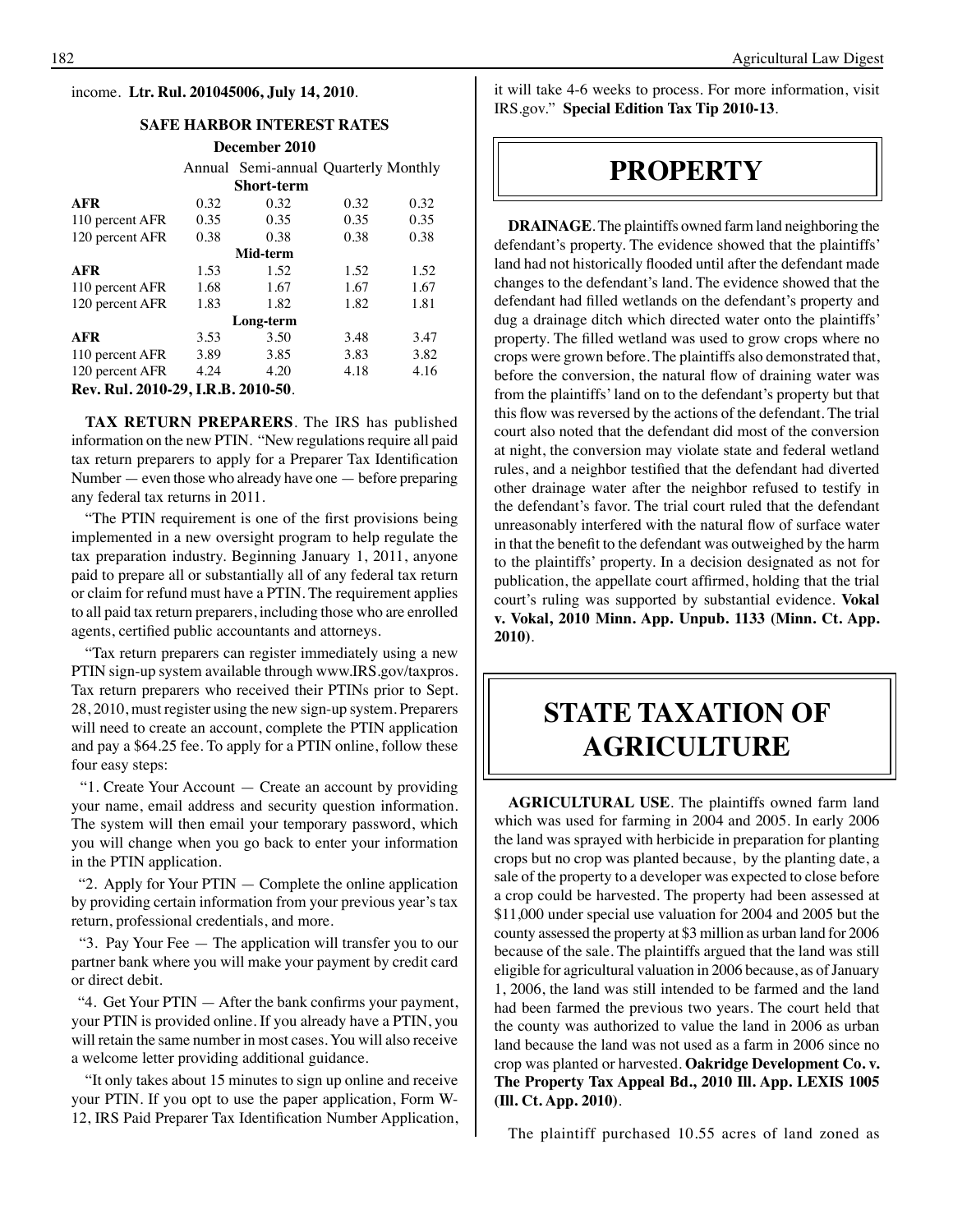income. **Ltr. Rul. 201045006, July 14, 2010**.

**SAFE HARBOR INTEREST RATES**

**December 2010**

| | Annual | Semi-annual | Quarterly | Monthly |
|---|---|---|---|---|
| | | **Short-term** | | |
| **AFR** | 0.32 | 0.32 | 0.32 | 0.32 |
| 110 percent AFR | 0.35 | 0.35 | 0.35 | 0.35 |
| 120 percent AFR | 0.38 | 0.38 | 0.38 | 0.38 |
| | | **Mid-term** | | |
| **AFR** | 1.53 | 1.52 | 1.52 | 1.52 |
| 110 percent AFR | 1.68 | 1.67 | 1.67 | 1.67 |
| 120 percent AFR | 1.83 | 1.82 | 1.82 | 1.81 |
| | | **Long-term** | | |
| **AFR** | 3.53 | 3.50 | 3.48 | 3.47 |
| 110 percent AFR | 3.89 | 3.85 | 3.83 | 3.82 |
| 120 percent AFR | 4.24 | 4.20 | 4.18 | 4.16 |

**Rev. Rul. 2010-29, I.R.B. 2010-50**.

**TAX RETURN PREPARERS**. The IRS has published information on the new PTIN. "New regulations require all paid tax return preparers to apply for a Preparer Tax Identification Number — even those who already have one — before preparing any federal tax returns in 2011.

"The PTIN requirement is one of the first provisions being implemented in a new oversight program to help regulate the tax preparation industry. Beginning January 1, 2011, anyone paid to prepare all or substantially all of any federal tax return or claim for refund must have a PTIN. The requirement applies to all paid tax return preparers, including those who are enrolled agents, certified public accountants and attorneys.

"Tax return preparers can register immediately using a new PTIN sign-up system available through www.IRS.gov/taxpros. Tax return preparers who received their PTINs prior to Sept. 28, 2010, must register using the new sign-up system. Preparers will need to create an account, complete the PTIN application and pay a $64.25 fee. To apply for a PTIN online, follow these four easy steps:

"1. Create Your Account — Create an account by providing your name, email address and security question information. The system will then email your temporary password, which you will change when you go back to enter your information in the PTIN application.

"2. Apply for Your PTIN — Complete the online application by providing certain information from your previous year's tax return, professional credentials, and more.

"3. Pay Your Fee — The application will transfer you to our partner bank where you will make your payment by credit card or direct debit.

"4. Get Your PTIN — After the bank confirms your payment, your PTIN is provided online. If you already have a PTIN, you will retain the same number in most cases. You will also receive a welcome letter providing additional guidance.

"It only takes about 15 minutes to sign up online and receive your PTIN. If you opt to use the paper application, Form W-12, IRS Paid Preparer Tax Identification Number Application, it will take 4-6 weeks to process. For more information, visit IRS.gov." **Special Edition Tax Tip 2010-13**.

# PROPERTY

**DRAINAGE**. The plaintiffs owned farm land neighboring the defendant's property. The evidence showed that the plaintiffs' land had not historically flooded until after the defendant made changes to the defendant's land. The evidence showed that the defendant had filled wetlands on the defendant's property and dug a drainage ditch which directed water onto the plaintiffs' property. The filled wetland was used to grow crops where no crops were grown before. The plaintiffs also demonstrated that, before the conversion, the natural flow of draining water was from the plaintiffs' land on to the defendant's property but that this flow was reversed by the actions of the defendant. The trial court also noted that the defendant did most of the conversion at night, the conversion may violate state and federal wetland rules, and a neighbor testified that the defendant had diverted other drainage water after the neighbor refused to testify in the defendant's favor. The trial court ruled that the defendant unreasonably interfered with the natural flow of surface water in that the benefit to the defendant was outweighed by the harm to the plaintiffs' property. In a decision designated as not for publication, the appellate court affirmed, holding that the trial court's ruling was supported by substantial evidence. **Vokal v. Vokal, 2010 Minn. App. Unpub. 1133 (Minn. Ct. App. 2010)**.

# STATE TAXATION OF AGRICULTURE

**AGRICULTURAL USE**. The plaintiffs owned farm land which was used for farming in 2004 and 2005. In early 2006 the land was sprayed with herbicide in preparation for planting crops but no crop was planted because, by the planting date, a sale of the property to a developer was expected to close before a crop could be harvested. The property had been assessed at $11,000 under special use valuation for 2004 and 2005 but the county assessed the property at $3 million as urban land for 2006 because of the sale. The plaintiffs argued that the land was still eligible for agricultural valuation in 2006 because, as of January 1, 2006, the land was still intended to be farmed and the land had been farmed the previous two years. The court held that the county was authorized to value the land in 2006 as urban land because the land was not used as a farm in 2006 since no crop was planted or harvested. **Oakridge Development Co. v. The Property Tax Appeal Bd., 2010 Ill. App. LEXIS 1005 (Ill. Ct. App. 2010)**.

The plaintiff purchased 10.55 acres of land zoned as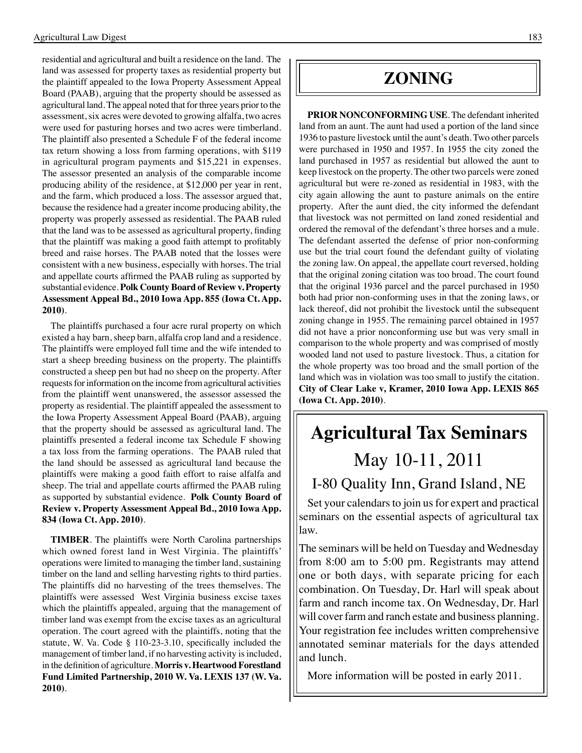residential and agricultural and built a residence on the land. The land was assessed for property taxes as residential property but the plaintiff appealed to the Iowa Property Assessment Appeal Board (PAAB), arguing that the property should be assessed as agricultural land. The appeal noted that for three years prior to the assessment, six acres were devoted to growing alfalfa, two acres were used for pasturing horses and two acres were timberland. The plaintiff also presented a Schedule F of the federal income tax return showing a loss from farming operations, with $119 in agricultural program payments and $15,221 in expenses. The assessor presented an analysis of the comparable income producing ability of the residence, at $12,000 per year in rent, and the farm, which produced a loss. The assessor argued that, because the residence had a greater income producing ability, the property was properly assessed as residential. The PAAB ruled that the land was to be assessed as agricultural property, finding that the plaintiff was making a good faith attempt to profitably breed and raise horses. The PAAB noted that the losses were consistent with a new business, especially with horses. The trial and appellate courts affirmed the PAAB ruling as supported by substantial evidence. **Polk County Board of Review v. Property Assessment Appeal Bd., 2010 Iowa App. 855 (Iowa Ct. App. 2010)**.

The plaintiffs purchased a four acre rural property on which existed a hay barn, sheep barn, alfalfa crop land and a residence. The plaintiffs were employed full time and the wife intended to start a sheep breeding business on the property. The plaintiffs constructed a sheep pen but had no sheep on the property. After requests for information on the income from agricultural activities from the plaintiff went unanswered, the assessor assessed the property as residential. The plaintiff appealed the assessment to the Iowa Property Assessment Appeal Board (PAAB), arguing that the property should be assessed as agricultural land. The plaintiffs presented a federal income tax Schedule F showing a tax loss from the farming operations. The PAAB ruled that the land should be assessed as agricultural land because the plaintiffs were making a good faith effort to raise alfalfa and sheep. The trial and appellate courts affirmed the PAAB ruling as supported by substantial evidence. **Polk County Board of Review v. Property Assessment Appeal Bd., 2010 Iowa App. 834 (Iowa Ct. App. 2010)**.

**TIMBER**. The plaintiffs were North Carolina partnerships which owned forest land in West Virginia. The plaintiffs' operations were limited to managing the timber land, sustaining timber on the land and selling harvesting rights to third parties. The plaintiffs did no harvesting of the trees themselves. The plaintiffs were assessed West Virginia business excise taxes which the plaintiffs appealed, arguing that the management of timber land was exempt from the excise taxes as an agricultural operation. The court agreed with the plaintiffs, noting that the statute, W. Va. Code § 110-23-3.10, specifically included the management of timber land, if no harvesting activity is included, in the definition of agriculture. **Morris v. Heartwood Forestland Fund Limited Partnership, 2010 W. Va. LEXIS 137 (W. Va. 2010)**.

## ZONING

**PRIOR NONCONFORMING USE**. The defendant inherited land from an aunt. The aunt had used a portion of the land since 1936 to pasture livestock until the aunt's death. Two other parcels were purchased in 1950 and 1957. In 1955 the city zoned the land purchased in 1957 as residential but allowed the aunt to keep livestock on the property. The other two parcels were zoned agricultural but were re-zoned as residential in 1983, with the city again allowing the aunt to pasture animals on the entire property. After the aunt died, the city informed the defendant that livestock was not permitted on land zoned residential and ordered the removal of the defendant's three horses and a mule. The defendant asserted the defense of prior non-conforming use but the trial court found the defendant guilty of violating the zoning law. On appeal, the appellate court reversed, holding that the original zoning citation was too broad. The court found that the original 1936 parcel and the parcel purchased in 1950 both had prior non-conforming uses in that the zoning laws, or lack thereof, did not prohibit the livestock until the subsequent zoning change in 1955. The remaining parcel obtained in 1957 did not have a prior nonconforming use but was very small in comparison to the whole property and was comprised of mostly wooded land not used to pasture livestock. Thus, a citation for the whole property was too broad and the small portion of the land which was in violation was too small to justify the citation. **City of Clear Lake v, Kramer, 2010 Iowa App. LEXIS 865 (Iowa Ct. App. 2010)**.

## Agricultural Tax Seminars

### May 10-11, 2011

### I-80 Quality Inn, Grand Island, NE

Set your calendars to join us for expert and practical seminars on the essential aspects of agricultural tax law.

The seminars will be held on Tuesday and Wednesday from 8:00 am to 5:00 pm. Registrants may attend one or both days, with separate pricing for each combination. On Tuesday, Dr. Harl will speak about farm and ranch income tax. On Wednesday, Dr. Harl will cover farm and ranch estate and business planning. Your registration fee includes written comprehensive annotated seminar materials for the days attended and lunch.

More information will be posted in early 2011.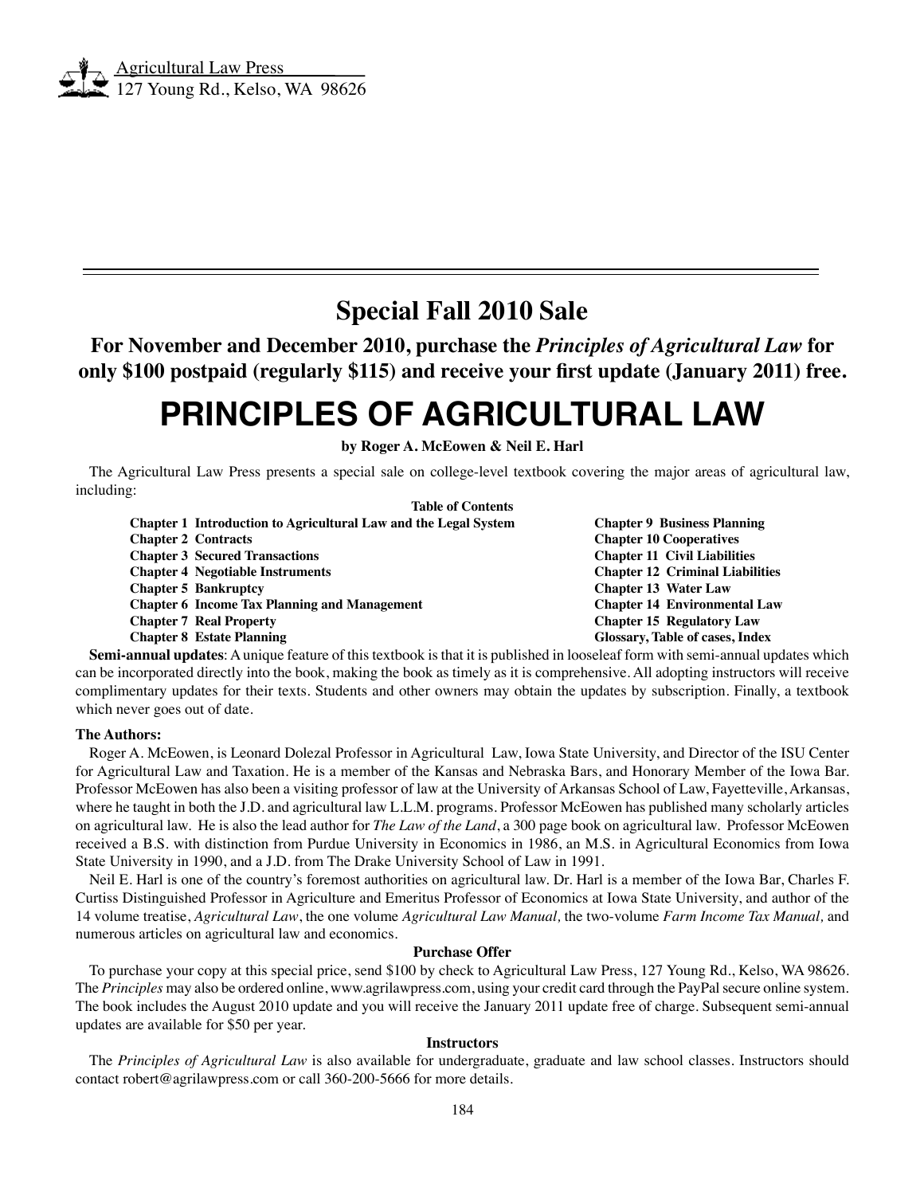Agricultural Law Press
127 Young Rd., Kelso, WA 98626

---

## Special Fall 2010 Sale

### For November and December 2010, purchase the *Principles of Agricultural Law* for only $100 postpaid (regularly $115) and receive your first update (January 2011) free.

# PRINCIPLES OF AGRICULTURAL LAW

**by Roger A. McEowen & Neil E. Harl**

The Agricultural Law Press presents a special sale on college-level textbook covering the major areas of agricultural law, including:

**Table of Contents**

**Chapter 1 Introduction to Agricultural Law and the Legal System**
**Chapter 2 Contracts**
**Chapter 3 Secured Transactions**
**Chapter 4 Negotiable Instruments**
**Chapter 5 Bankruptcy**
**Chapter 6 Income Tax Planning and Management**
**Chapter 7 Real Property**
**Chapter 8 Estate Planning**
**Chapter 9 Business Planning**
**Chapter 10 Cooperatives**
**Chapter 11 Civil Liabilities**
**Chapter 12 Criminal Liabilities**
**Chapter 13 Water Law**
**Chapter 14 Environmental Law**
**Chapter 15 Regulatory Law**
**Glossary, Table of cases, Index**

**Semi-annual updates**: A unique feature of this textbook is that it is published in looseleaf form with semi-annual updates which can be incorporated directly into the book, making the book as timely as it is comprehensive. All adopting instructors will receive complimentary updates for their texts. Students and other owners may obtain the updates by subscription. Finally, a textbook which never goes out of date.

**The Authors:**

Roger A. McEowen, is Leonard Dolezal Professor in Agricultural Law, Iowa State University, and Director of the ISU Center for Agricultural Law and Taxation. He is a member of the Kansas and Nebraska Bars, and Honorary Member of the Iowa Bar. Professor McEowen has also been a visiting professor of law at the University of Arkansas School of Law, Fayetteville, Arkansas, where he taught in both the J.D. and agricultural law L.L.M. programs. Professor McEowen has published many scholarly articles on agricultural law. He is also the lead author for *The Law of the Land*, a 300 page book on agricultural law. Professor McEowen received a B.S. with distinction from Purdue University in Economics in 1986, an M.S. in Agricultural Economics from Iowa State University in 1990, and a J.D. from The Drake University School of Law in 1991.

Neil E. Harl is one of the country's foremost authorities on agricultural law. Dr. Harl is a member of the Iowa Bar, Charles F. Curtiss Distinguished Professor in Agriculture and Emeritus Professor of Economics at Iowa State University, and author of the 14 volume treatise, *Agricultural Law*, the one volume *Agricultural Law Manual,* the two-volume *Farm Income Tax Manual,* and numerous articles on agricultural law and economics.

**Purchase Offer**

To purchase your copy at this special price, send $100 by check to Agricultural Law Press, 127 Young Rd., Kelso, WA 98626. The *Principles* may also be ordered online, www.agrilawpress.com, using your credit card through the PayPal secure online system. The book includes the August 2010 update and you will receive the January 2011 update free of charge. Subsequent semi-annual updates are available for $50 per year.

**Instructors**

The *Principles of Agricultural Law* is also available for undergraduate, graduate and law school classes. Instructors should contact robert@agrilawpress.com or call 360-200-5666 for more details.